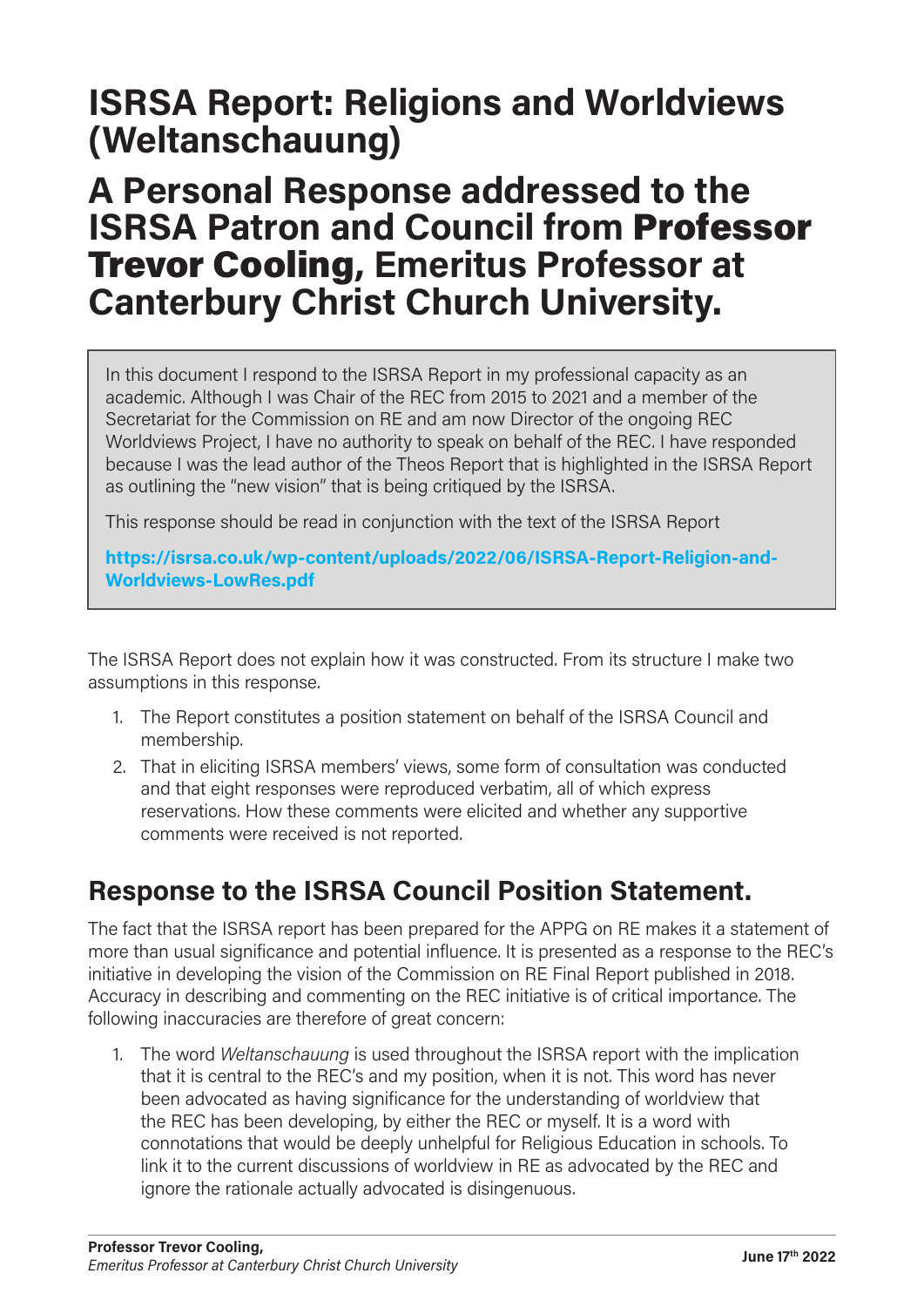# ISRSA Report: Religions and Worldviews (Weltanschauung)

# A Personal Response addressed to the ISRSA Patron and Council from **Professor Trevor Cooling**, Emeritus Professor at Canterbury Christ Church University.

> In this document I respond to the ISRSA Report in my professional capacity as an academic. Although I was Chair of the REC from 2015 to 2021 and a member of the Secretariat for the Commission on RE and am now Director of the ongoing REC Worldviews Project, I have no authority to speak on behalf of the REC. I have responded because I was the lead author of the Theos Report that is highlighted in the ISRSA Report as outlining the "new vision" that is being critiqued by the ISRSA.
>
> This response should be read in conjunction with the text of the ISRSA Report
>
> **https://isrsa.co.uk/wp-content/uploads/2022/06/ISRSA-Report-Religion-and-Worldviews-LowRes.pdf**

The ISRSA Report does not explain how it was constructed. From its structure I make two assumptions in this response.

1. The Report constitutes a position statement on behalf of the ISRSA Council and membership.
2. That in eliciting ISRSA members' views, some form of consultation was conducted and that eight responses were reproduced verbatim, all of which express reservations. How these comments were elicited and whether any supportive comments were received is not reported.

## Response to the ISRSA Council Position Statement.

The fact that the ISRSA report has been prepared for the APPG on RE makes it a statement of more than usual significance and potential influence. It is presented as a response to the REC's initiative in developing the vision of the Commission on RE Final Report published in 2018. Accuracy in describing and commenting on the REC initiative is of critical importance. The following inaccuracies are therefore of great concern:

1. The word *Weltanschauung* is used throughout the ISRSA report with the implication that it is central to the REC's and my position, when it is not. This word has never been advocated as having significance for the understanding of worldview that the REC has been developing, by either the REC or myself. It is a word with connotations that would be deeply unhelpful for Religious Education in schools. To link it to the current discussions of worldview in RE as advocated by the REC and ignore the rationale actually advocated is disingenuous.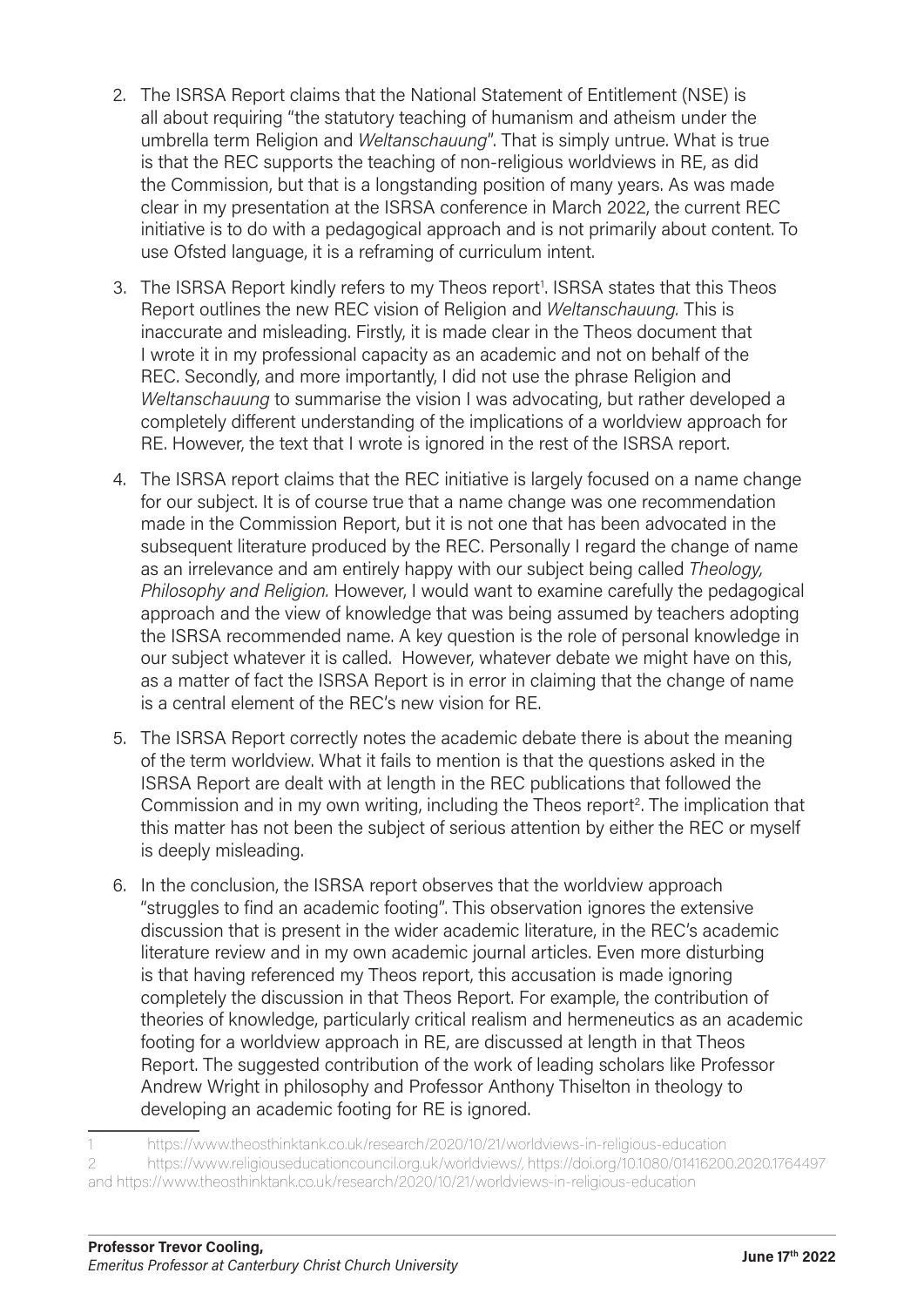2. The ISRSA Report claims that the National Statement of Entitlement (NSE) is all about requiring "the statutory teaching of humanism and atheism under the umbrella term Religion and *Weltanschauung*". That is simply untrue. What is true is that the REC supports the teaching of non-religious worldviews in RE, as did the Commission, but that is a longstanding position of many years. As was made clear in my presentation at the ISRSA conference in March 2022, the current REC initiative is to do with a pedagogical approach and is not primarily about content. To use Ofsted language, it is a reframing of curriculum intent.

3. The ISRSA Report kindly refers to my Theos report[1]. ISRSA states that this Theos Report outlines the new REC vision of Religion and *Weltanschauung.* This is inaccurate and misleading. Firstly, it is made clear in the Theos document that I wrote it in my professional capacity as an academic and not on behalf of the REC. Secondly, and more importantly, I did not use the phrase Religion and *Weltanschauung* to summarise the vision I was advocating, but rather developed a completely different understanding of the implications of a worldview approach for RE. However, the text that I wrote is ignored in the rest of the ISRSA report.

4. The ISRSA report claims that the REC initiative is largely focused on a name change for our subject. It is of course true that a name change was one recommendation made in the Commission Report, but it is not one that has been advocated in the subsequent literature produced by the REC. Personally I regard the change of name as an irrelevance and am entirely happy with our subject being called *Theology, Philosophy and Religion.* However, I would want to examine carefully the pedagogical approach and the view of knowledge that was being assumed by teachers adopting the ISRSA recommended name. A key question is the role of personal knowledge in our subject whatever it is called. However, whatever debate we might have on this, as a matter of fact the ISRSA Report is in error in claiming that the change of name is a central element of the REC's new vision for RE.

5. The ISRSA Report correctly notes the academic debate there is about the meaning of the term worldview. What it fails to mention is that the questions asked in the ISRSA Report are dealt with at length in the REC publications that followed the Commission and in my own writing, including the Theos report[2]. The implication that this matter has not been the subject of serious attention by either the REC or myself is deeply misleading.

6. In the conclusion, the ISRSA report observes that the worldview approach "struggles to find an academic footing". This observation ignores the extensive discussion that is present in the wider academic literature, in the REC's academic literature review and in my own academic journal articles. Even more disturbing is that having referenced my Theos report, this accusation is made ignoring completely the discussion in that Theos Report. For example, the contribution of theories of knowledge, particularly critical realism and hermeneutics as an academic footing for a worldview approach in RE, are discussed at length in that Theos Report. The suggested contribution of the work of leading scholars like Professor Andrew Wright in philosophy and Professor Anthony Thiselton in theology to developing an academic footing for RE is ignored.

---

1 https://www.theosthinktank.co.uk/research/2020/10/21/worldviews-in-religious-education

2 https://www.religiouseducationcouncil.org.uk/worldviews/, https://doi.org/10.1080/01416200.2020.1764497 and https://www.theosthinktank.co.uk/research/2020/10/21/worldviews-in-religious-education

**Professor Trevor Cooling,**
*Emeritus Professor at Canterbury Christ Church University*

**June 17th 2022**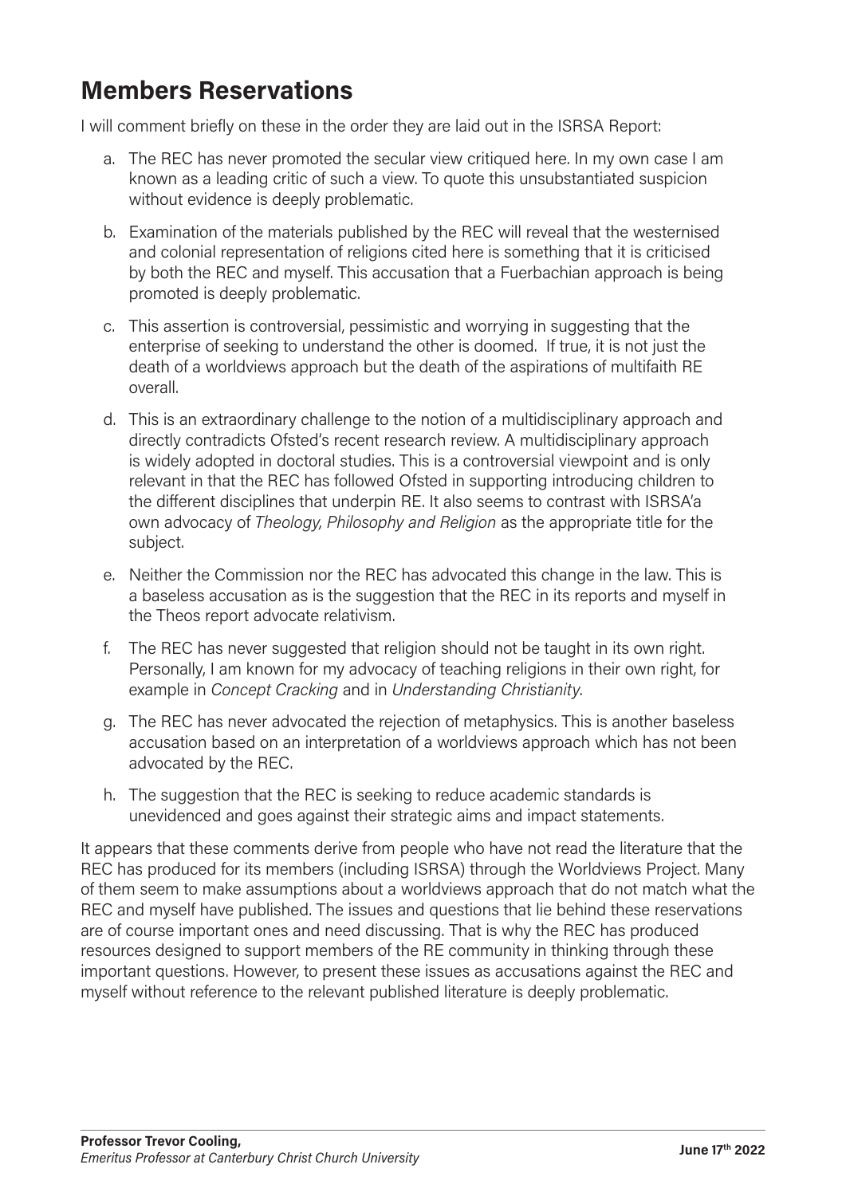## Members Reservations

I will comment briefly on these in the order they are laid out in the ISRSA Report:

a. The REC has never promoted the secular view critiqued here. In my own case I am known as a leading critic of such a view. To quote this unsubstantiated suspicion without evidence is deeply problematic.

b. Examination of the materials published by the REC will reveal that the westernised and colonial representation of religions cited here is something that it is criticised by both the REC and myself. This accusation that a Fuerbachian approach is being promoted is deeply problematic.

c. This assertion is controversial, pessimistic and worrying in suggesting that the enterprise of seeking to understand the other is doomed. If true, it is not just the death of a worldviews approach but the death of the aspirations of multifaith RE overall.

d. This is an extraordinary challenge to the notion of a multidisciplinary approach and directly contradicts Ofsted's recent research review. A multidisciplinary approach is widely adopted in doctoral studies. This is a controversial viewpoint and is only relevant in that the REC has followed Ofsted in supporting introducing children to the different disciplines that underpin RE. It also seems to contrast with ISRSA'a own advocacy of *Theology, Philosophy and Religion* as the appropriate title for the subject.

e. Neither the Commission nor the REC has advocated this change in the law. This is a baseless accusation as is the suggestion that the REC in its reports and myself in the Theos report advocate relativism.

f. The REC has never suggested that religion should not be taught in its own right. Personally, I am known for my advocacy of teaching religions in their own right, for example in *Concept Cracking* and in *Understanding Christianity*.

g. The REC has never advocated the rejection of metaphysics. This is another baseless accusation based on an interpretation of a worldviews approach which has not been advocated by the REC.

h. The suggestion that the REC is seeking to reduce academic standards is unevidenced and goes against their strategic aims and impact statements.

It appears that these comments derive from people who have not read the literature that the REC has produced for its members (including ISRSA) through the Worldviews Project. Many of them seem to make assumptions about a worldviews approach that do not match what the REC and myself have published. The issues and questions that lie behind these reservations are of course important ones and need discussing. That is why the REC has produced resources designed to support members of the RE community in thinking through these important questions. However, to present these issues as accusations against the REC and myself without reference to the relevant published literature is deeply problematic.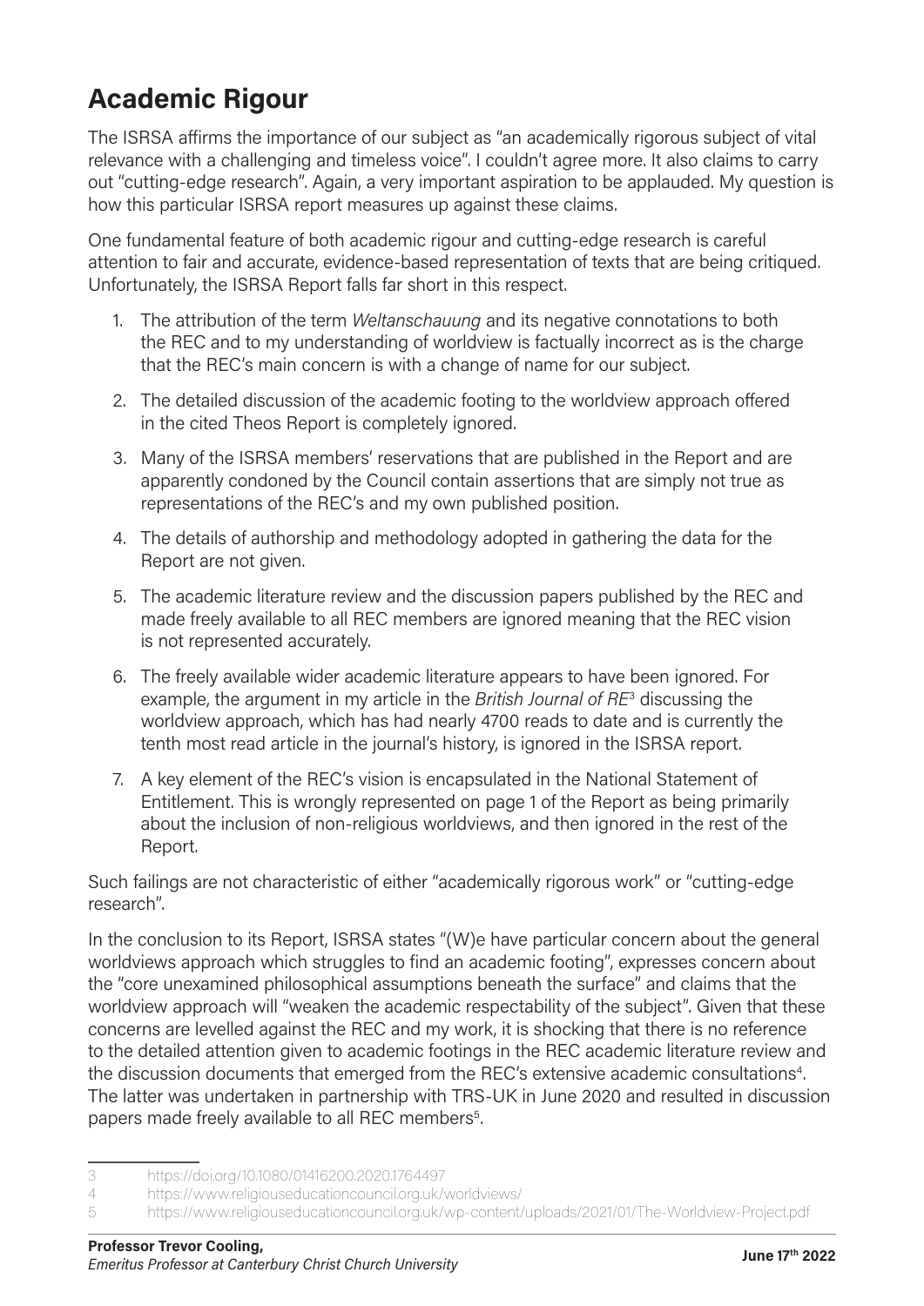## Academic Rigour

The ISRSA affirms the importance of our subject as "an academically rigorous subject of vital relevance with a challenging and timeless voice". I couldn't agree more. It also claims to carry out "cutting-edge research". Again, a very important aspiration to be applauded. My question is how this particular ISRSA report measures up against these claims.

One fundamental feature of both academic rigour and cutting-edge research is careful attention to fair and accurate, evidence-based representation of texts that are being critiqued. Unfortunately, the ISRSA Report falls far short in this respect.

1. The attribution of the term *Weltanschauung* and its negative connotations to both the REC and to my understanding of worldview is factually incorrect as is the charge that the REC's main concern is with a change of name for our subject.
2. The detailed discussion of the academic footing to the worldview approach offered in the cited Theos Report is completely ignored.
3. Many of the ISRSA members' reservations that are published in the Report and are apparently condoned by the Council contain assertions that are simply not true as representations of the REC's and my own published position.
4. The details of authorship and methodology adopted in gathering the data for the Report are not given.
5. The academic literature review and the discussion papers published by the REC and made freely available to all REC members are ignored meaning that the REC vision is not represented accurately.
6. The freely available wider academic literature appears to have been ignored. For example, the argument in my article in the *British Journal of RE*[3] discussing the worldview approach, which has had nearly 4700 reads to date and is currently the tenth most read article in the journal's history, is ignored in the ISRSA report.
7. A key element of the REC's vision is encapsulated in the National Statement of Entitlement. This is wrongly represented on page 1 of the Report as being primarily about the inclusion of non-religious worldviews, and then ignored in the rest of the Report.

Such failings are not characteristic of either "academically rigorous work" or "cutting-edge research".

In the conclusion to its Report, ISRSA states "(W)e have particular concern about the general worldviews approach which struggles to find an academic footing", expresses concern about the "core unexamined philosophical assumptions beneath the surface" and claims that the worldview approach will "weaken the academic respectability of the subject". Given that these concerns are levelled against the REC and my work, it is shocking that there is no reference to the detailed attention given to academic footings in the REC academic literature review and the discussion documents that emerged from the REC's extensive academic consultations[4]. The latter was undertaken in partnership with TRS-UK in June 2020 and resulted in discussion papers made freely available to all REC members[5].

---

3 https://doi.org/10.1080/01416200.2020.1764497

4 https://www.religiouseducationcouncil.org.uk/worldviews/

5 https://www.religiouseducationcouncil.org.uk/wp-content/uploads/2021/01/The-Worldview-Project.pdf

**Professor Trevor Cooling,**
*Emeritus Professor at Canterbury Christ Church University*

**June 17th 2022**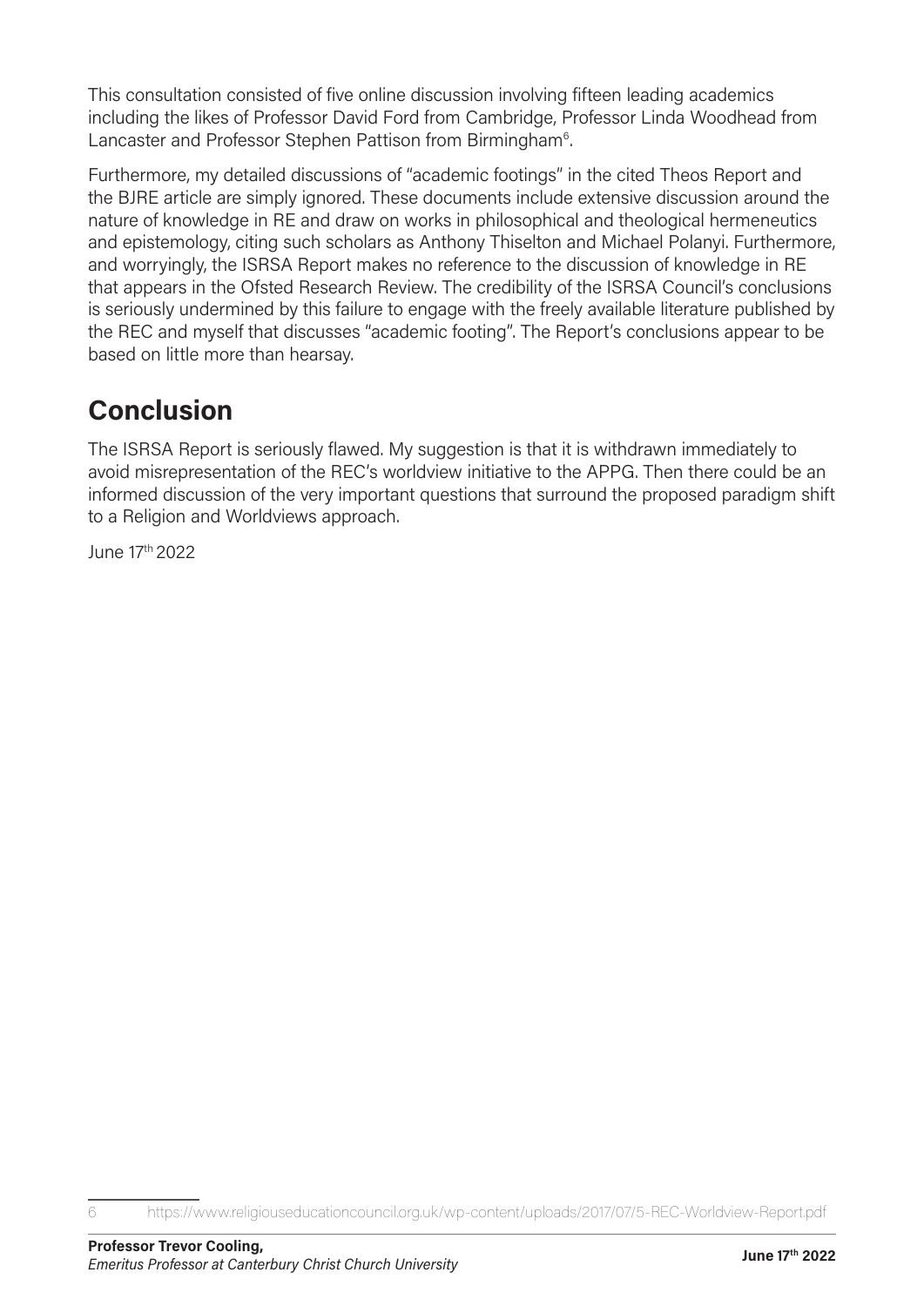This consultation consisted of five online discussion involving fifteen leading academics including the likes of Professor David Ford from Cambridge, Professor Linda Woodhead from Lancaster and Professor Stephen Pattison from Birmingham[6].

Furthermore, my detailed discussions of "academic footings" in the cited Theos Report and the BJRE article are simply ignored. These documents include extensive discussion around the nature of knowledge in RE and draw on works in philosophical and theological hermeneutics and epistemology, citing such scholars as Anthony Thiselton and Michael Polanyi. Furthermore, and worryingly, the ISRSA Report makes no reference to the discussion of knowledge in RE that appears in the Ofsted Research Review. The credibility of the ISRSA Council's conclusions is seriously undermined by this failure to engage with the freely available literature published by the REC and myself that discusses "academic footing". The Report's conclusions appear to be based on little more than hearsay.

## Conclusion

The ISRSA Report is seriously flawed. My suggestion is that it is withdrawn immediately to avoid misrepresentation of the REC's worldview initiative to the APPG. Then there could be an informed discussion of the very important questions that surround the proposed paradigm shift to a Religion and Worldviews approach.

June 17th 2022

---

6 https://www.religiouseducationcouncil.org.uk/wp-content/uploads/2017/07/5-REC-Worldview-Report.pdf